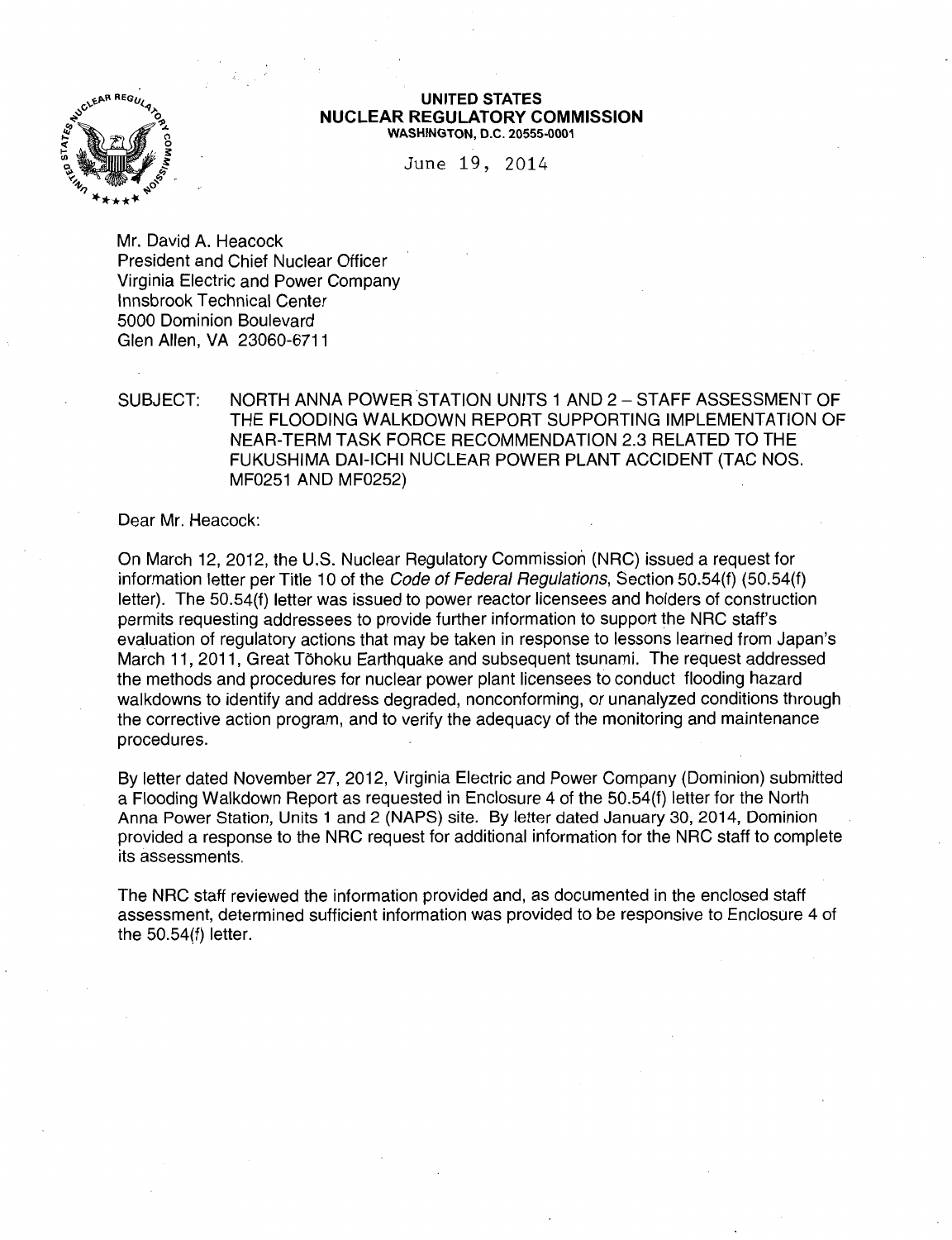**UNITED STATES**
**NUCLEAR REGULATORY COMMISSION**
**WASHINGTON, D.C. 20555-0001**

June 19, 2014

Mr. David A. Heacock
President and Chief Nuclear Officer
Virginia Electric and Power Company
Innsbrook Technical Center
5000 Dominion Boulevard
Glen Allen, VA 23060-6711

SUBJECT: NORTH ANNA POWER STATION UNITS 1 AND 2 – STAFF ASSESSMENT OF THE FLOODING WALKDOWN REPORT SUPPORTING IMPLEMENTATION OF NEAR-TERM TASK FORCE RECOMMENDATION 2.3 RELATED TO THE FUKUSHIMA DAI-ICHI NUCLEAR POWER PLANT ACCIDENT (TAC NOS. MF0251 AND MF0252)

Dear Mr. Heacock:

On March 12, 2012, the U.S. Nuclear Regulatory Commission (NRC) issued a request for information letter per Title 10 of the *Code of Federal Regulations*, Section 50.54(f) (50.54(f) letter). The 50.54(f) letter was issued to power reactor licensees and holders of construction permits requesting addressees to provide further information to support the NRC staff's evaluation of regulatory actions that may be taken in response to lessons learned from Japan's March 11, 2011, Great Tōhoku Earthquake and subsequent tsunami. The request addressed the methods and procedures for nuclear power plant licensees to conduct flooding hazard walkdowns to identify and address degraded, nonconforming, or unanalyzed conditions through the corrective action program, and to verify the adequacy of the monitoring and maintenance procedures.

By letter dated November 27, 2012, Virginia Electric and Power Company (Dominion) submitted a Flooding Walkdown Report as requested in Enclosure 4 of the 50.54(f) letter for the North Anna Power Station, Units 1 and 2 (NAPS) site. By letter dated January 30, 2014, Dominion provided a response to the NRC request for additional information for the NRC staff to complete its assessments.

The NRC staff reviewed the information provided and, as documented in the enclosed staff assessment, determined sufficient information was provided to be responsive to Enclosure 4 of the 50.54(f) letter.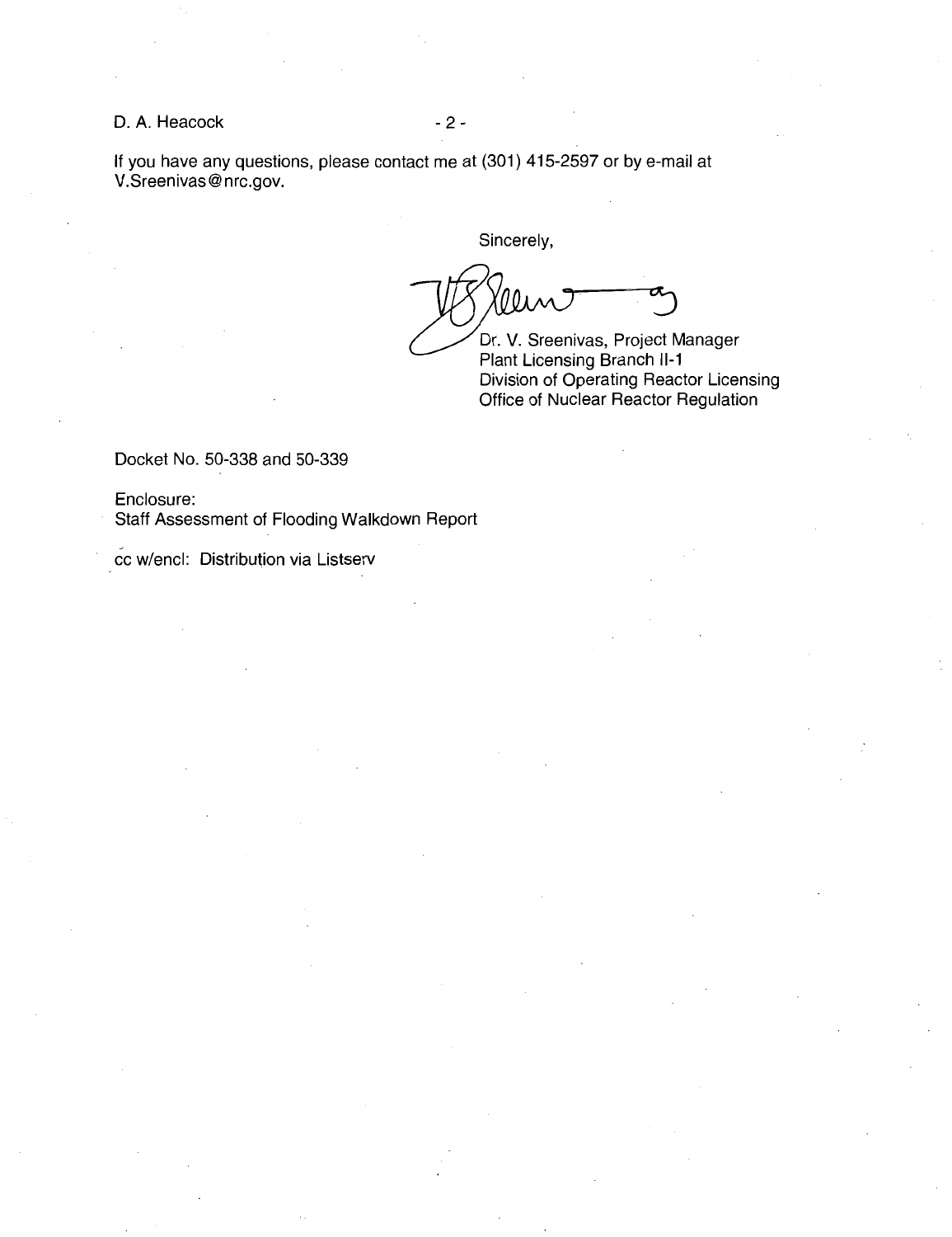D. A. Heacock

If you have any questions, please contact me at (301) 415-2597 or by e-mail at V.Sreenivas@nrc.gov.

Sincerely,

Dr. V. Sreenivas, Project Manager
Plant Licensing Branch II-1
Division of Operating Reactor Licensing
Office of Nuclear Reactor Regulation

Docket No. 50-338 and 50-339

Enclosure:
Staff Assessment of Flooding Walkdown Report

cc w/encl: Distribution via Listserv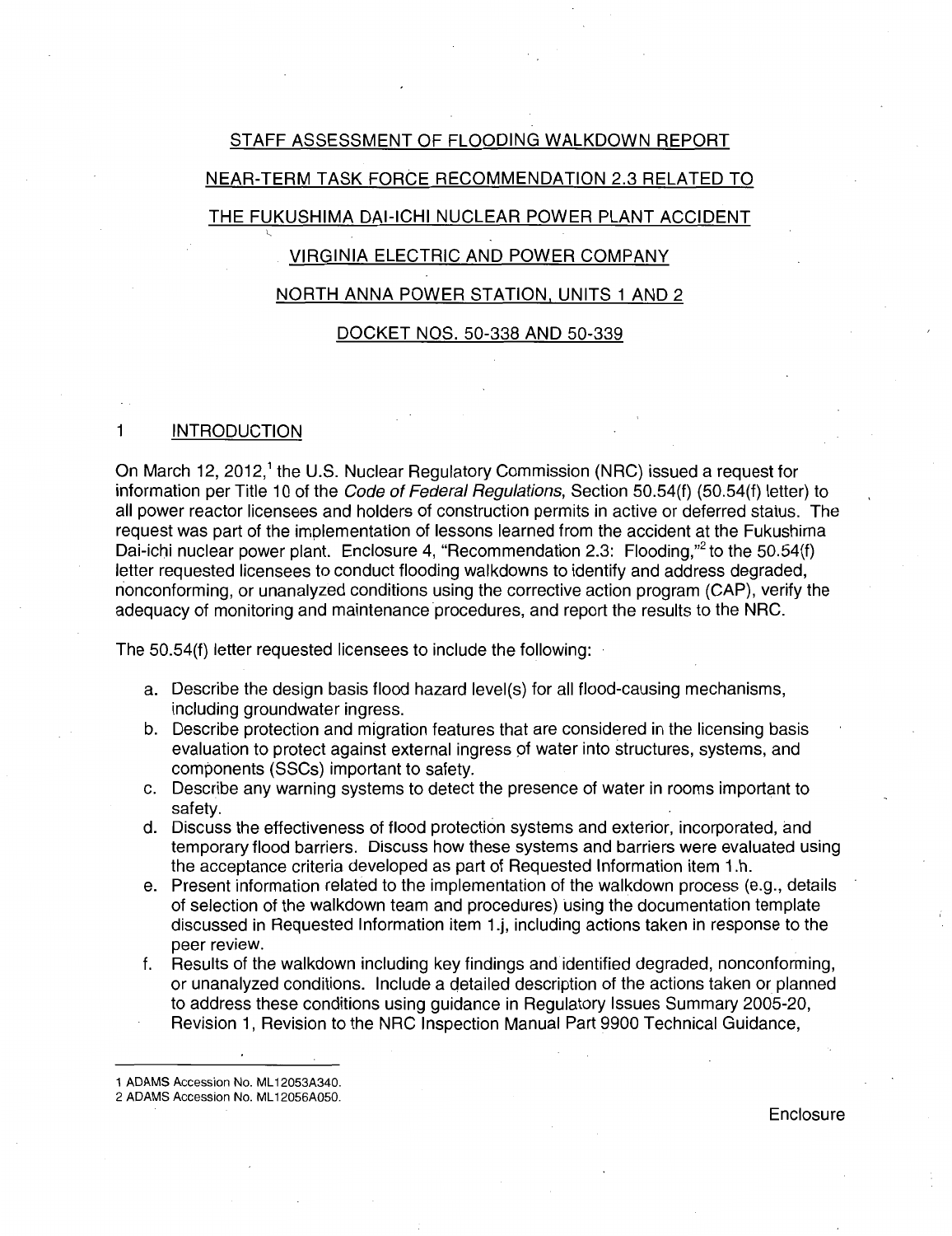# STAFF ASSESSMENT OF FLOODING WALKDOWN REPORT

# NEAR-TERM TASK FORCE RECOMMENDATION 2.3 RELATED TO

# THE FUKUSHIMA DAI-ICHI NUCLEAR POWER PLANT ACCIDENT

# VIRGINIA ELECTRIC AND POWER COMPANY

# NORTH ANNA POWER STATION, UNITS 1 AND 2

# DOCKET NOS. 50-338 AND 50-339

## 1 INTRODUCTION

On March 12, 2012,[1] the U.S. Nuclear Regulatory Commission (NRC) issued a request for information per Title 10 of the *Code of Federal Regulations*, Section 50.54(f) (50.54(f) letter) to all power reactor licensees and holders of construction permits in active or deferred status. The request was part of the implementation of lessons learned from the accident at the Fukushima Dai-ichi nuclear power plant. Enclosure 4, "Recommendation 2.3: Flooding,"[2] to the 50.54(f) letter requested licensees to conduct flooding walkdowns to identify and address degraded, nonconforming, or unanalyzed conditions using the corrective action program (CAP), verify the adequacy of monitoring and maintenance procedures, and report the results to the NRC.

The 50.54(f) letter requested licensees to include the following:

a. Describe the design basis flood hazard level(s) for all flood-causing mechanisms, including groundwater ingress.
b. Describe protection and migration features that are considered in the licensing basis evaluation to protect against external ingress of water into structures, systems, and components (SSCs) important to safety.
c. Describe any warning systems to detect the presence of water in rooms important to safety.
d. Discuss the effectiveness of flood protection systems and exterior, incorporated, and temporary flood barriers. Discuss how these systems and barriers were evaluated using the acceptance criteria developed as part of Requested Information item 1.h.
e. Present information related to the implementation of the walkdown process (e.g., details of selection of the walkdown team and procedures) using the documentation template discussed in Requested Information item 1.j, including actions taken in response to the peer review.
f. Results of the walkdown including key findings and identified degraded, nonconforming, or unanalyzed conditions. Include a detailed description of the actions taken or planned to address these conditions using guidance in Regulatory Issues Summary 2005-20, Revision 1, Revision to the NRC Inspection Manual Part 9900 Technical Guidance,

---

1 ADAMS Accession No. ML12053A340.
2 ADAMS Accession No. ML12056A050.

Enclosure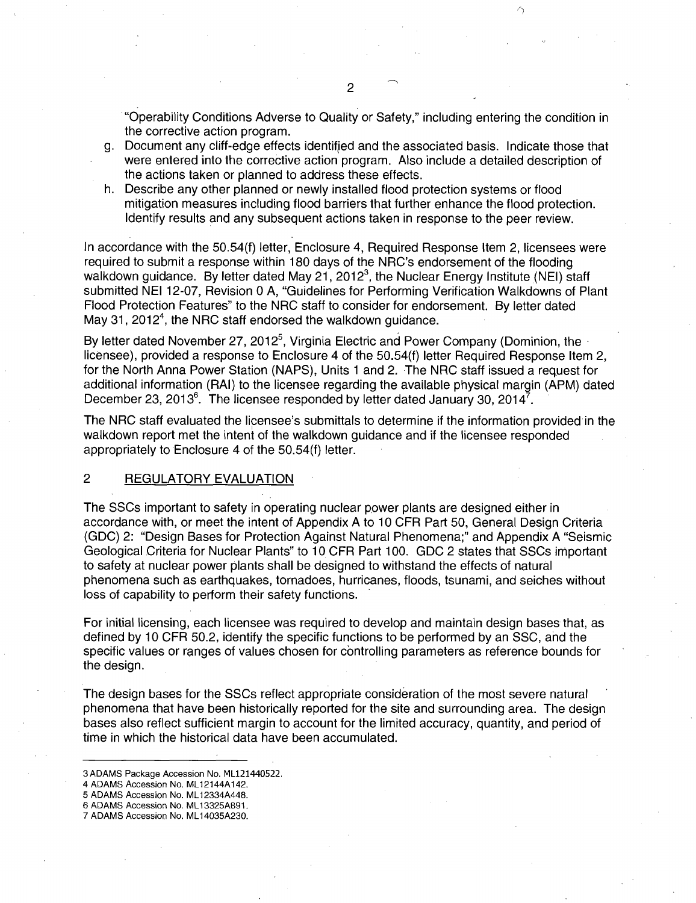"Operability Conditions Adverse to Quality or Safety," including entering the condition in the corrective action program.

g. Document any cliff-edge effects identified and the associated basis. Indicate those that were entered into the corrective action program. Also include a detailed description of the actions taken or planned to address these effects.
h. Describe any other planned or newly installed flood protection systems or flood mitigation measures including flood barriers that further enhance the flood protection. Identify results and any subsequent actions taken in response to the peer review.

In accordance with the 50.54(f) letter, Enclosure 4, Required Response Item 2, licensees were required to submit a response within 180 days of the NRC's endorsement of the flooding walkdown guidance. By letter dated May 21, 2012[3], the Nuclear Energy Institute (NEI) staff submitted NEI 12-07, Revision 0 A, "Guidelines for Performing Verification Walkdowns of Plant Flood Protection Features" to the NRC staff to consider for endorsement. By letter dated May 31, 2012[4], the NRC staff endorsed the walkdown guidance.

By letter dated November 27, 2012[5], Virginia Electric and Power Company (Dominion, the licensee), provided a response to Enclosure 4 of the 50.54(f) letter Required Response Item 2, for the North Anna Power Station (NAPS), Units 1 and 2. The NRC staff issued a request for additional information (RAI) to the licensee regarding the available physical margin (APM) dated December 23, 2013[6]. The licensee responded by letter dated January 30, 2014[7].

The NRC staff evaluated the licensee's submittals to determine if the information provided in the walkdown report met the intent of the walkdown guidance and if the licensee responded appropriately to Enclosure 4 of the 50.54(f) letter.

## 2 REGULATORY EVALUATION

The SSCs important to safety in operating nuclear power plants are designed either in accordance with, or meet the intent of Appendix A to 10 CFR Part 50, General Design Criteria (GDC) 2: "Design Bases for Protection Against Natural Phenomena;" and Appendix A "Seismic Geological Criteria for Nuclear Plants" to 10 CFR Part 100. GDC 2 states that SSCs important to safety at nuclear power plants shall be designed to withstand the effects of natural phenomena such as earthquakes, tornadoes, hurricanes, floods, tsunami, and seiches without loss of capability to perform their safety functions.

For initial licensing, each licensee was required to develop and maintain design bases that, as defined by 10 CFR 50.2, identify the specific functions to be performed by an SSC, and the specific values or ranges of values chosen for controlling parameters as reference bounds for the design.

The design bases for the SSCs reflect appropriate consideration of the most severe natural phenomena that have been historically reported for the site and surrounding area. The design bases also reflect sufficient margin to account for the limited accuracy, quantity, and period of time in which the historical data have been accumulated.

---

3 ADAMS Package Accession No. ML121440522.
4 ADAMS Accession No. ML12144A142.
5 ADAMS Accession No. ML12334A448.
6 ADAMS Accession No. ML13325A891.
7 ADAMS Accession No. ML14035A230.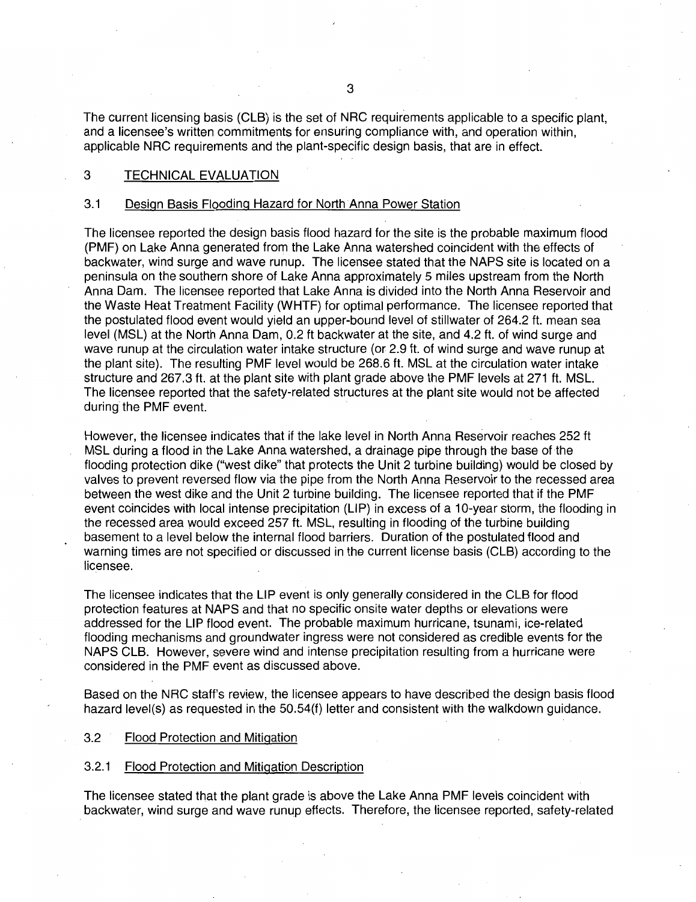The current licensing basis (CLB) is the set of NRC requirements applicable to a specific plant, and a licensee's written commitments for ensuring compliance with, and operation within, applicable NRC requirements and the plant-specific design basis, that are in effect.

## 3 TECHNICAL EVALUATION

### 3.1 Design Basis Flooding Hazard for North Anna Power Station

The licensee reported the design basis flood hazard for the site is the probable maximum flood (PMF) on Lake Anna generated from the Lake Anna watershed coincident with the effects of backwater, wind surge and wave runup. The licensee stated that the NAPS site is located on a peninsula on the southern shore of Lake Anna approximately 5 miles upstream from the North Anna Dam. The licensee reported that Lake Anna is divided into the North Anna Reservoir and the Waste Heat Treatment Facility (WHTF) for optimal performance. The licensee reported that the postulated flood event would yield an upper-bound level of stillwater of 264.2 ft. mean sea level (MSL) at the North Anna Dam, 0.2 ft backwater at the site, and 4.2 ft. of wind surge and wave runup at the circulation water intake structure (or 2.9 ft. of wind surge and wave runup at the plant site). The resulting PMF level would be 268.6 ft. MSL at the circulation water intake structure and 267.3 ft. at the plant site with plant grade above the PMF levels at 271 ft. MSL. The licensee reported that the safety-related structures at the plant site would not be affected during the PMF event.

However, the licensee indicates that if the lake level in North Anna Reservoir reaches 252 ft MSL during a flood in the Lake Anna watershed, a drainage pipe through the base of the flooding protection dike ("west dike" that protects the Unit 2 turbine building) would be closed by valves to prevent reversed flow via the pipe from the North Anna Reservoir to the recessed area between the west dike and the Unit 2 turbine building. The licensee reported that if the PMF event coincides with local intense precipitation (LIP) in excess of a 10-year storm, the flooding in the recessed area would exceed 257 ft. MSL, resulting in flooding of the turbine building basement to a level below the internal flood barriers. Duration of the postulated flood and warning times are not specified or discussed in the current license basis (CLB) according to the licensee.

The licensee indicates that the LIP event is only generally considered in the CLB for flood protection features at NAPS and that no specific onsite water depths or elevations were addressed for the LIP flood event. The probable maximum hurricane, tsunami, ice-related flooding mechanisms and groundwater ingress were not considered as credible events for the NAPS CLB. However, severe wind and intense precipitation resulting from a hurricane were considered in the PMF event as discussed above.

Based on the NRC staff's review, the licensee appears to have described the design basis flood hazard level(s) as requested in the 50.54(f) letter and consistent with the walkdown guidance.

### 3.2 Flood Protection and Mitigation

#### 3.2.1 Flood Protection and Mitigation Description

The licensee stated that the plant grade is above the Lake Anna PMF levels coincident with backwater, wind surge and wave runup effects. Therefore, the licensee reported, safety-related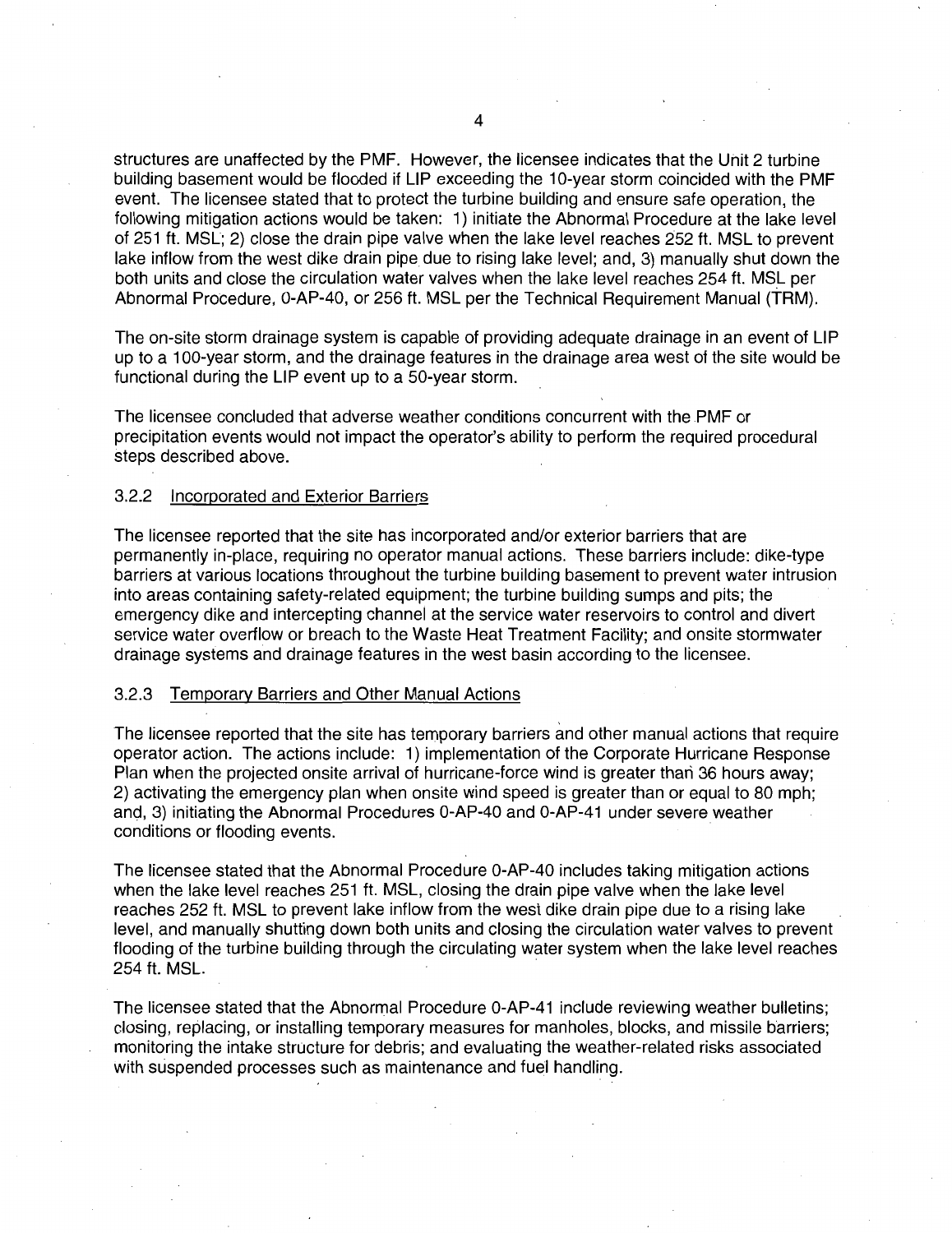structures are unaffected by the PMF. However, the licensee indicates that the Unit 2 turbine building basement would be flooded if LIP exceeding the 10-year storm coincided with the PMF event. The licensee stated that to protect the turbine building and ensure safe operation, the following mitigation actions would be taken: 1) initiate the Abnormal Procedure at the lake level of 251 ft. MSL; 2) close the drain pipe valve when the lake level reaches 252 ft. MSL to prevent lake inflow from the west dike drain pipe due to rising lake level; and, 3) manually shut down the both units and close the circulation water valves when the lake level reaches 254 ft. MSL per Abnormal Procedure, 0-AP-40, or 256 ft. MSL per the Technical Requirement Manual (TRM).

The on-site storm drainage system is capable of providing adequate drainage in an event of LIP up to a 100-year storm, and the drainage features in the drainage area west of the site would be functional during the LIP event up to a 50-year storm.

The licensee concluded that adverse weather conditions concurrent with the PMF or precipitation events would not impact the operator's ability to perform the required procedural steps described above.

### 3.2.2 Incorporated and Exterior Barriers

The licensee reported that the site has incorporated and/or exterior barriers that are permanently in-place, requiring no operator manual actions. These barriers include: dike-type barriers at various locations throughout the turbine building basement to prevent water intrusion into areas containing safety-related equipment; the turbine building sumps and pits; the emergency dike and intercepting channel at the service water reservoirs to control and divert service water overflow or breach to the Waste Heat Treatment Facility; and onsite stormwater drainage systems and drainage features in the west basin according to the licensee.

### 3.2.3 Temporary Barriers and Other Manual Actions

The licensee reported that the site has temporary barriers and other manual actions that require operator action. The actions include: 1) implementation of the Corporate Hurricane Response Plan when the projected onsite arrival of hurricane-force wind is greater than 36 hours away; 2) activating the emergency plan when onsite wind speed is greater than or equal to 80 mph; and, 3) initiating the Abnormal Procedures 0-AP-40 and 0-AP-41 under severe weather conditions or flooding events.

The licensee stated that the Abnormal Procedure 0-AP-40 includes taking mitigation actions when the lake level reaches 251 ft. MSL, closing the drain pipe valve when the lake level reaches 252 ft. MSL to prevent lake inflow from the west dike drain pipe due to a rising lake level, and manually shutting down both units and closing the circulation water valves to prevent flooding of the turbine building through the circulating water system when the lake level reaches 254 ft. MSL.

The licensee stated that the Abnormal Procedure 0-AP-41 include reviewing weather bulletins; closing, replacing, or installing temporary measures for manholes, blocks, and missile barriers; monitoring the intake structure for debris; and evaluating the weather-related risks associated with suspended processes such as maintenance and fuel handling.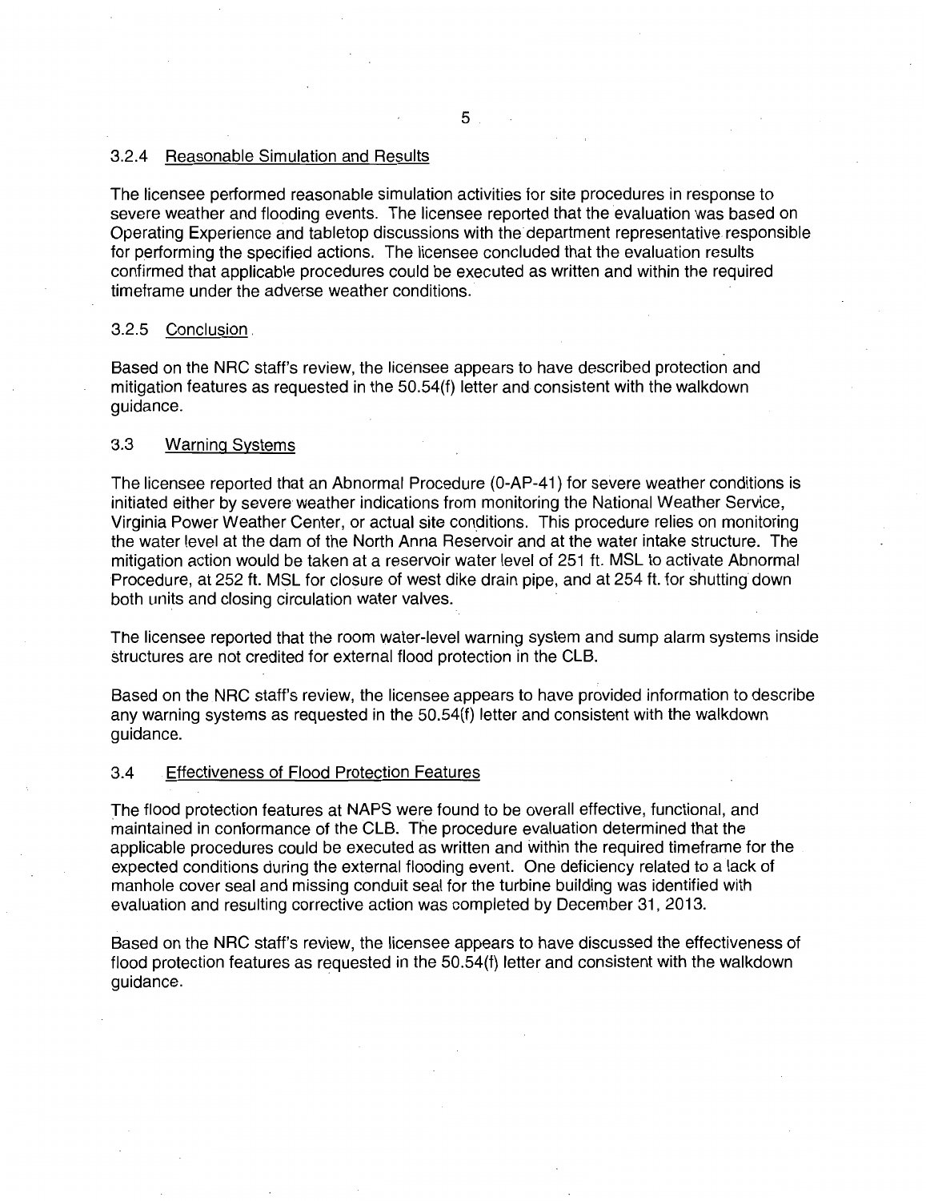### 3.2.4 Reasonable Simulation and Results

The licensee performed reasonable simulation activities for site procedures in response to severe weather and flooding events. The licensee reported that the evaluation was based on Operating Experience and tabletop discussions with the department representative responsible for performing the specified actions. The licensee concluded that the evaluation results confirmed that applicable procedures could be executed as written and within the required timeframe under the adverse weather conditions.

### 3.2.5 Conclusion

Based on the NRC staff's review, the licensee appears to have described protection and mitigation features as requested in the 50.54(f) letter and consistent with the walkdown guidance.

## 3.3 Warning Systems

The licensee reported that an Abnormal Procedure (0-AP-41) for severe weather conditions is initiated either by severe weather indications from monitoring the National Weather Service, Virginia Power Weather Center, or actual site conditions. This procedure relies on monitoring the water level at the dam of the North Anna Reservoir and at the water intake structure. The mitigation action would be taken at a reservoir water level of 251 ft. MSL to activate Abnormal Procedure, at 252 ft. MSL for closure of west dike drain pipe, and at 254 ft. for shutting down both units and closing circulation water valves.

The licensee reported that the room water-level warning system and sump alarm systems inside structures are not credited for external flood protection in the CLB.

Based on the NRC staff's review, the licensee appears to have provided information to describe any warning systems as requested in the 50.54(f) letter and consistent with the walkdown guidance.

## 3.4 Effectiveness of Flood Protection Features

The flood protection features at NAPS were found to be overall effective, functional, and maintained in conformance of the CLB. The procedure evaluation determined that the applicable procedures could be executed as written and within the required timeframe for the expected conditions during the external flooding event. One deficiency related to a lack of manhole cover seal and missing conduit seal for the turbine building was identified with evaluation and resulting corrective action was completed by December 31, 2013.

Based on the NRC staff's review, the licensee appears to have discussed the effectiveness of flood protection features as requested in the 50.54(f) letter and consistent with the walkdown guidance.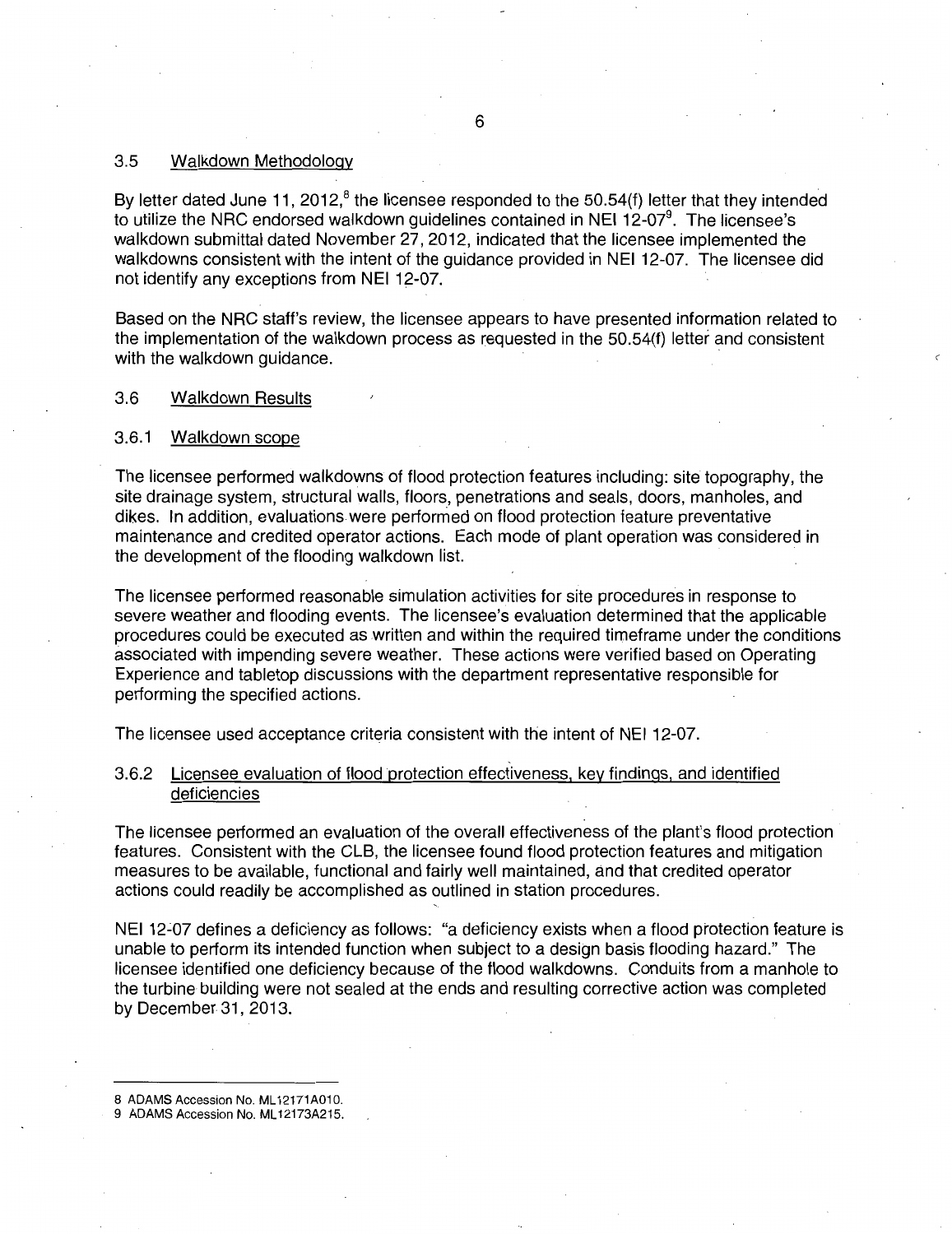### 3.5 Walkdown Methodology

By letter dated June 11, 2012,[8] the licensee responded to the 50.54(f) letter that they intended to utilize the NRC endorsed walkdown guidelines contained in NEI 12-07[9]. The licensee's walkdown submittal dated November 27, 2012, indicated that the licensee implemented the walkdowns consistent with the intent of the guidance provided in NEI 12-07. The licensee did not identify any exceptions from NEI 12-07.

Based on the NRC staff's review, the licensee appears to have presented information related to the implementation of the walkdown process as requested in the 50.54(f) letter and consistent with the walkdown guidance.

### 3.6 Walkdown Results

#### 3.6.1 Walkdown scope

The licensee performed walkdowns of flood protection features including: site topography, the site drainage system, structural walls, floors, penetrations and seals, doors, manholes, and dikes. In addition, evaluations were performed on flood protection feature preventative maintenance and credited operator actions. Each mode of plant operation was considered in the development of the flooding walkdown list.

The licensee performed reasonable simulation activities for site procedures in response to severe weather and flooding events. The licensee's evaluation determined that the applicable procedures could be executed as written and within the required timeframe under the conditions associated with impending severe weather. These actions were verified based on Operating Experience and tabletop discussions with the department representative responsible for performing the specified actions.

The licensee used acceptance criteria consistent with the intent of NEI 12-07.

#### 3.6.2 Licensee evaluation of flood protection effectiveness, key findings, and identified deficiencies

The licensee performed an evaluation of the overall effectiveness of the plant's flood protection features. Consistent with the CLB, the licensee found flood protection features and mitigation measures to be available, functional and fairly well maintained, and that credited operator actions could readily be accomplished as outlined in station procedures.

NEI 12-07 defines a deficiency as follows: "a deficiency exists when a flood protection feature is unable to perform its intended function when subject to a design basis flooding hazard." The licensee identified one deficiency because of the flood walkdowns. Conduits from a manhole to the turbine building were not sealed at the ends and resulting corrective action was completed by December 31, 2013.

---

8 ADAMS Accession No. ML12171A010.

9 ADAMS Accession No. ML12173A215.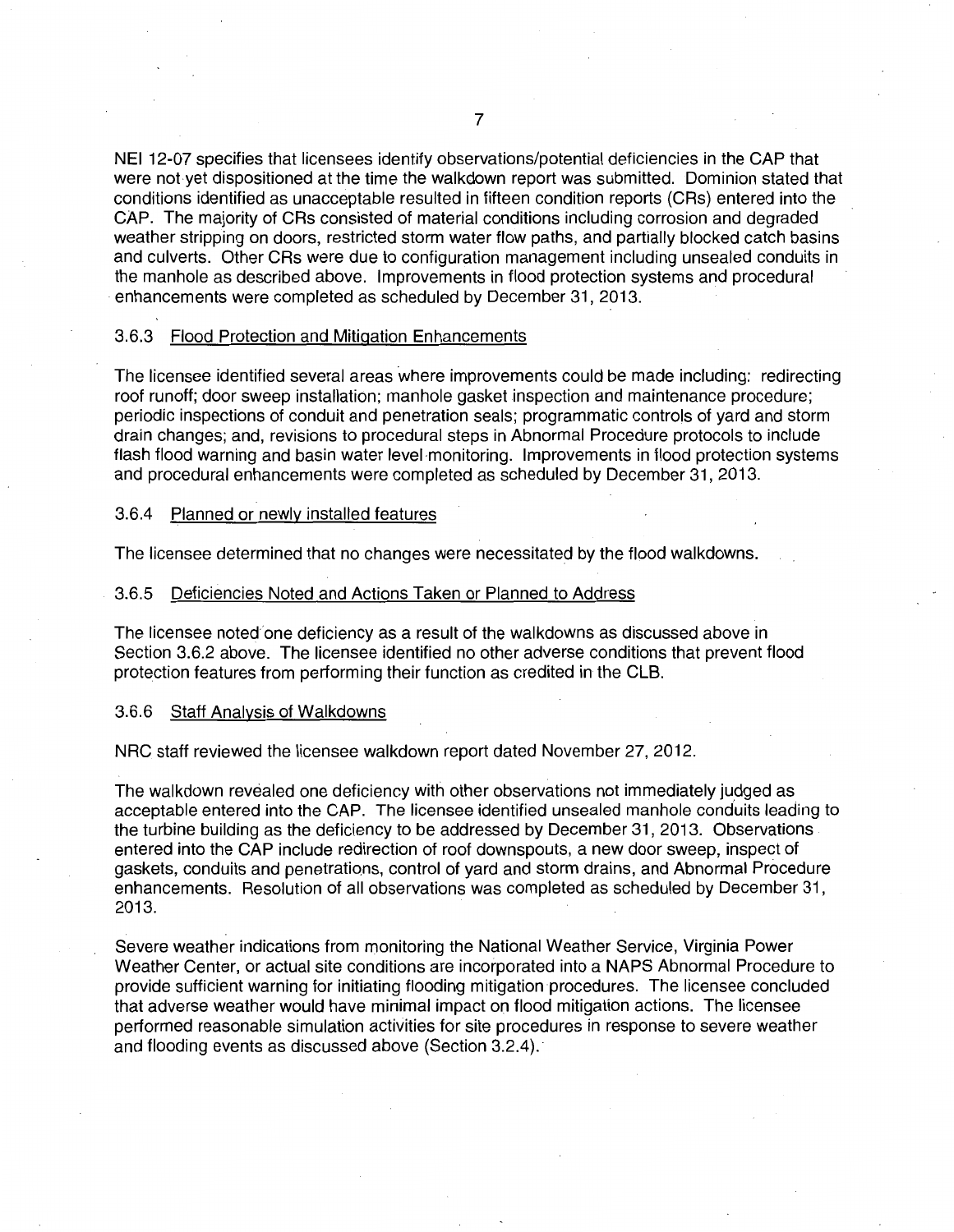NEI 12-07 specifies that licensees identify observations/potential deficiencies in the CAP that were not yet dispositioned at the time the walkdown report was submitted. Dominion stated that conditions identified as unacceptable resulted in fifteen condition reports (CRs) entered into the CAP. The majority of CRs consisted of material conditions including corrosion and degraded weather stripping on doors, restricted storm water flow paths, and partially blocked catch basins and culverts. Other CRs were due to configuration management including unsealed conduits in the manhole as described above. Improvements in flood protection systems and procedural enhancements were completed as scheduled by December 31, 2013.

### 3.6.3 Flood Protection and Mitigation Enhancements

The licensee identified several areas where improvements could be made including: redirecting roof runoff; door sweep installation; manhole gasket inspection and maintenance procedure; periodic inspections of conduit and penetration seals; programmatic controls of yard and storm drain changes; and, revisions to procedural steps in Abnormal Procedure protocols to include flash flood warning and basin water level monitoring. Improvements in flood protection systems and procedural enhancements were completed as scheduled by December 31, 2013.

### 3.6.4 Planned or newly installed features

The licensee determined that no changes were necessitated by the flood walkdowns.

### 3.6.5 Deficiencies Noted and Actions Taken or Planned to Address

The licensee noted one deficiency as a result of the walkdowns as discussed above in Section 3.6.2 above. The licensee identified no other adverse conditions that prevent flood protection features from performing their function as credited in the CLB.

### 3.6.6 Staff Analysis of Walkdowns

NRC staff reviewed the licensee walkdown report dated November 27, 2012.

The walkdown revealed one deficiency with other observations not immediately judged as acceptable entered into the CAP. The licensee identified unsealed manhole conduits leading to the turbine building as the deficiency to be addressed by December 31, 2013. Observations entered into the CAP include redirection of roof downspouts, a new door sweep, inspect of gaskets, conduits and penetrations, control of yard and storm drains, and Abnormal Procedure enhancements. Resolution of all observations was completed as scheduled by December 31, 2013.

Severe weather indications from monitoring the National Weather Service, Virginia Power Weather Center, or actual site conditions are incorporated into a NAPS Abnormal Procedure to provide sufficient warning for initiating flooding mitigation procedures. The licensee concluded that adverse weather would have minimal impact on flood mitigation actions. The licensee performed reasonable simulation activities for site procedures in response to severe weather and flooding events as discussed above (Section 3.2.4).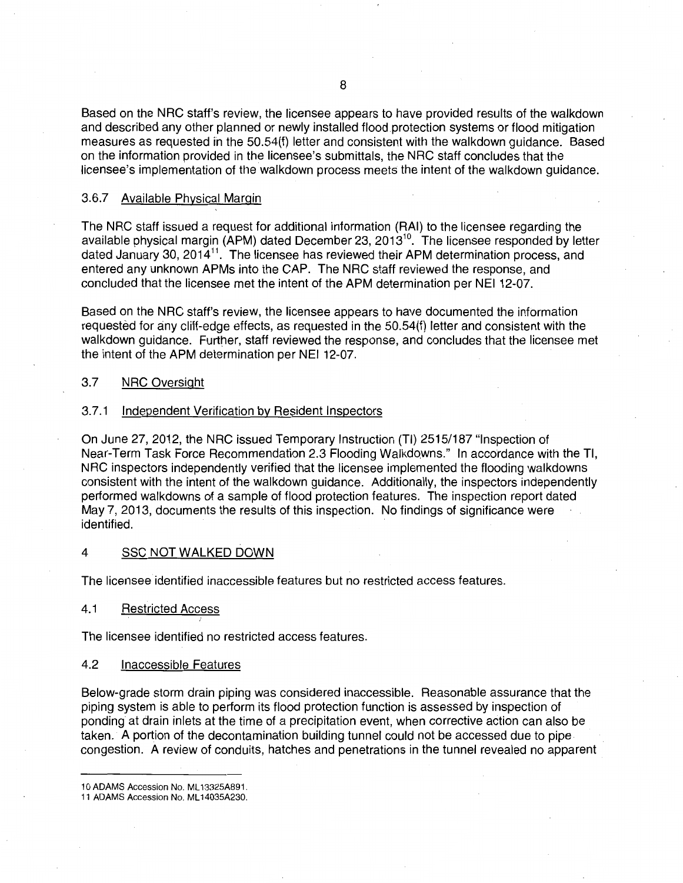Based on the NRC staff's review, the licensee appears to have provided results of the walkdown and described any other planned or newly installed flood protection systems or flood mitigation measures as requested in the 50.54(f) letter and consistent with the walkdown guidance. Based on the information provided in the licensee's submittals, the NRC staff concludes that the licensee's implementation of the walkdown process meets the intent of the walkdown guidance.

### 3.6.7 Available Physical Margin

The NRC staff issued a request for additional information (RAI) to the licensee regarding the available physical margin (APM) dated December 23, 2013[10]. The licensee responded by letter dated January 30, 2014[11]. The licensee has reviewed their APM determination process, and entered any unknown APMs into the CAP. The NRC staff reviewed the response, and concluded that the licensee met the intent of the APM determination per NEI 12-07.

Based on the NRC staff's review, the licensee appears to have documented the information requested for any cliff-edge effects, as requested in the 50.54(f) letter and consistent with the walkdown guidance. Further, staff reviewed the response, and concludes that the licensee met the intent of the APM determination per NEI 12-07.

## 3.7 NRC Oversight

### 3.7.1 Independent Verification by Resident Inspectors

On June 27, 2012, the NRC issued Temporary Instruction (TI) 2515/187 "Inspection of Near-Term Task Force Recommendation 2.3 Flooding Walkdowns." In accordance with the TI, NRC inspectors independently verified that the licensee implemented the flooding walkdowns consistent with the intent of the walkdown guidance. Additionally, the inspectors independently performed walkdowns of a sample of flood protection features. The inspection report dated May 7, 2013, documents the results of this inspection. No findings of significance were identified.

# 4 SSC NOT WALKED DOWN

The licensee identified inaccessible features but no restricted access features.

## 4.1 Restricted Access

The licensee identified no restricted access features.

## 4.2 Inaccessible Features

Below-grade storm drain piping was considered inaccessible. Reasonable assurance that the piping system is able to perform its flood protection function is assessed by inspection of ponding at drain inlets at the time of a precipitation event, when corrective action can also be taken. A portion of the decontamination building tunnel could not be accessed due to pipe congestion. A review of conduits, hatches and penetrations in the tunnel revealed no apparent

---

10 ADAMS Accession No. ML13325A891.

11 ADAMS Accession No. ML14035A230.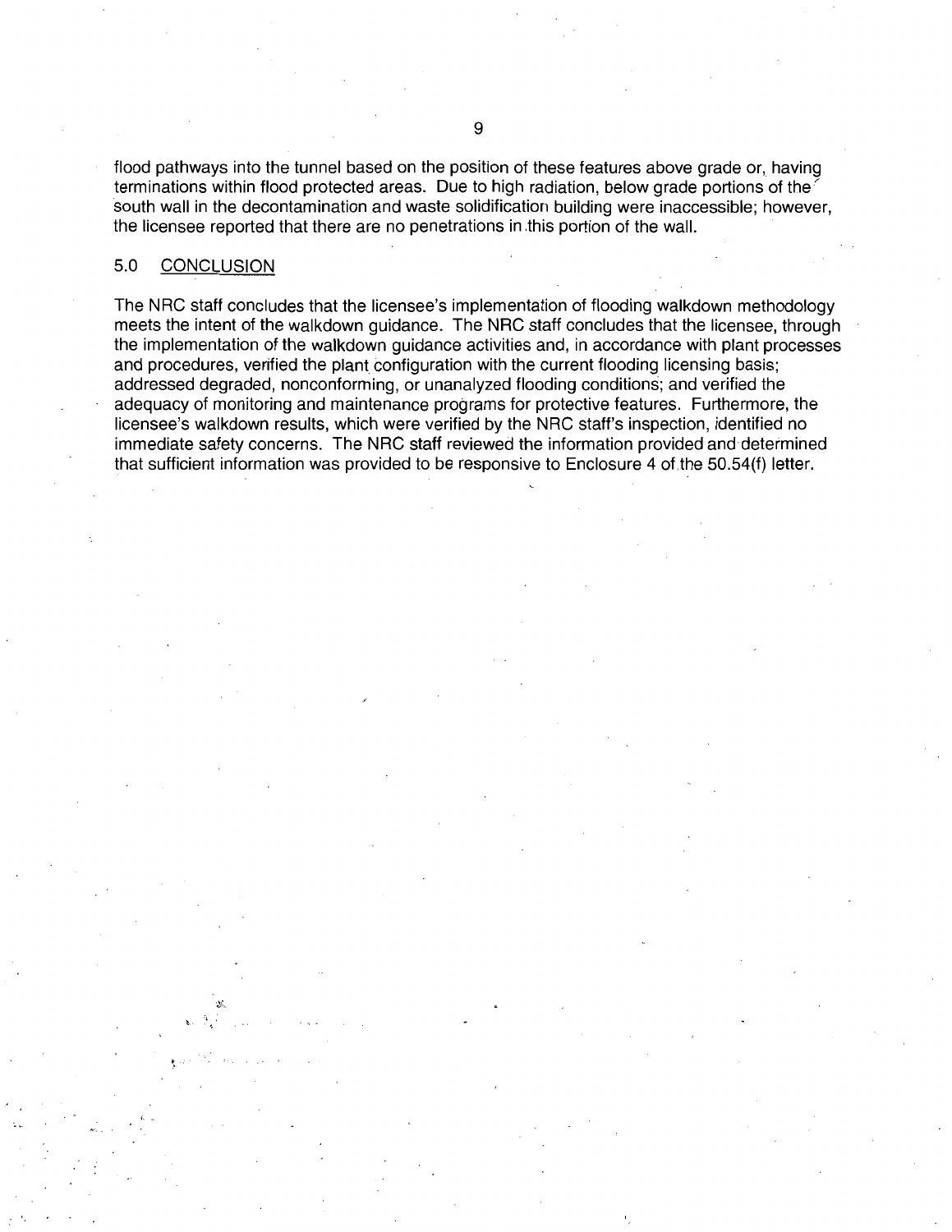flood pathways into the tunnel based on the position of these features above grade or, having terminations within flood protected areas. Due to high radiation, below grade portions of the south wall in the decontamination and waste solidification building were inaccessible; however, the licensee reported that there are no penetrations in this portion of the wall.

## 5.0 CONCLUSION

The NRC staff concludes that the licensee's implementation of flooding walkdown methodology meets the intent of the walkdown guidance. The NRC staff concludes that the licensee, through the implementation of the walkdown guidance activities and, in accordance with plant processes and procedures, verified the plant configuration with the current flooding licensing basis; addressed degraded, nonconforming, or unanalyzed flooding conditions; and verified the adequacy of monitoring and maintenance programs for protective features. Furthermore, the licensee's walkdown results, which were verified by the NRC staff's inspection, identified no immediate safety concerns. The NRC staff reviewed the information provided and determined that sufficient information was provided to be responsive to Enclosure 4 of the 50.54(f) letter.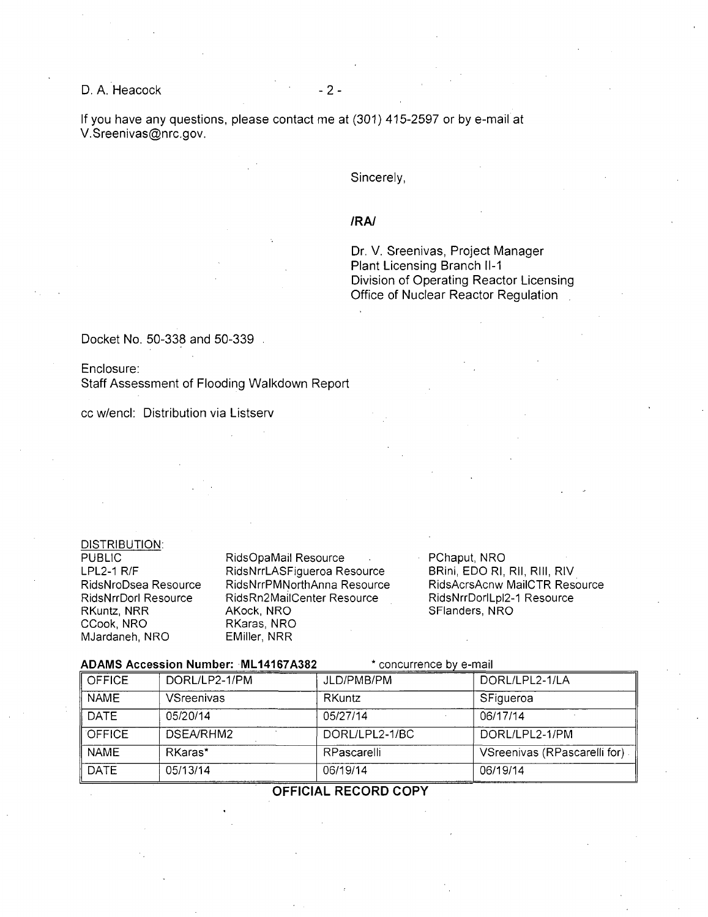D. A. Heacock

If you have any questions, please contact me at (301) 415-2597 or by e-mail at V.Sreenivas@nrc.gov.

Sincerely,

**/RA/**

Dr. V. Sreenivas, Project Manager
Plant Licensing Branch II-1
Division of Operating Reactor Licensing
Office of Nuclear Reactor Regulation

Docket No. 50-338 and 50-339

Enclosure:
Staff Assessment of Flooding Walkdown Report

cc w/encl: Distribution via Listserv

DISTRIBUTION:
PUBLIC
LPL2-1 R/F
RidsNroDsea Resource
RidsNrrDorl Resource
RKuntz, NRR
CCook, NRO
MJardaneh, NRO
RidsOpaMail Resource
RidsNrrLASFigueroa Resource
RidsNrrPMNorthAnna Resource
RidsRn2MailCenter Resource
AKock, NRO
RKaras, NRO
EMiller, NRR
PChaput, NRO
BRini, EDO RI, RII, RIII, RIV
RidsAcrsAcnw MailCTR Resource
RidsNrrDorlLpl2-1 Resource
SFlanders, NRO

**ADAMS Accession Number: ML14167A382** * concurrence by e-mail

| | | | |
|---|---|---|---|
| OFFICE | DORL/LP2-1/PM | JLD/PMB/PM | DORL/LPL2-1/LA |
| NAME | VSreenivas | RKuntz | SFigueroa |
| DATE | 05/20/14 | 05/27/14 | 06/17/14 |
| OFFICE | DSEA/RHM2 | DORL/LPL2-1/BC | DORL/LPL2-1/PM |
| NAME | RKaras* | RPascarelli | VSreenivas (RPascarelli for) |
| DATE | 05/13/14 | 06/19/14 | 06/19/14 |

**OFFICIAL RECORD COPY**